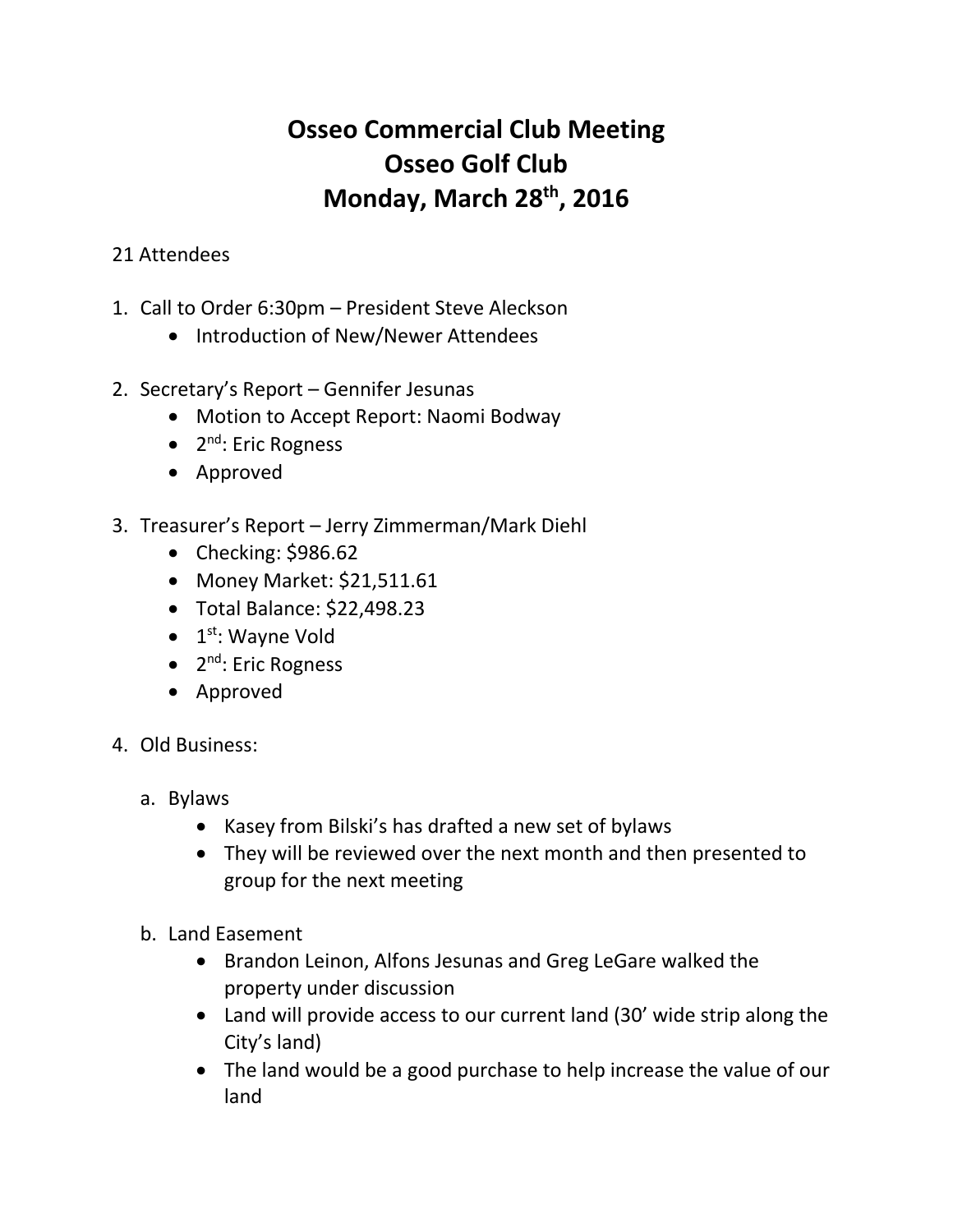# Osseo Commercial Club Meeting
# Osseo Golf Club
# Monday, March 28th, 2016

21 Attendees

1. Call to Order 6:30pm – President Steve Aleckson
    - Introduction of New/Newer Attendees

2. Secretary's Report – Gennifer Jesunas
    - Motion to Accept Report: Naomi Bodway
    - 2nd: Eric Rogness
    - Approved

3. Treasurer's Report – Jerry Zimmerman/Mark Diehl
    - Checking: $986.62
    - Money Market: $21,511.61
    - Total Balance: $22,498.23
    - 1st: Wayne Vold
    - 2nd: Eric Rogness
    - Approved

4. Old Business:

    a. Bylaws
        - Kasey from Bilski's has drafted a new set of bylaws
        - They will be reviewed over the next month and then presented to group for the next meeting

    b. Land Easement
        - Brandon Leinon, Alfons Jesunas and Greg LeGare walked the property under discussion
        - Land will provide access to our current land (30' wide strip along the City's land)
        - The land would be a good purchase to help increase the value of our land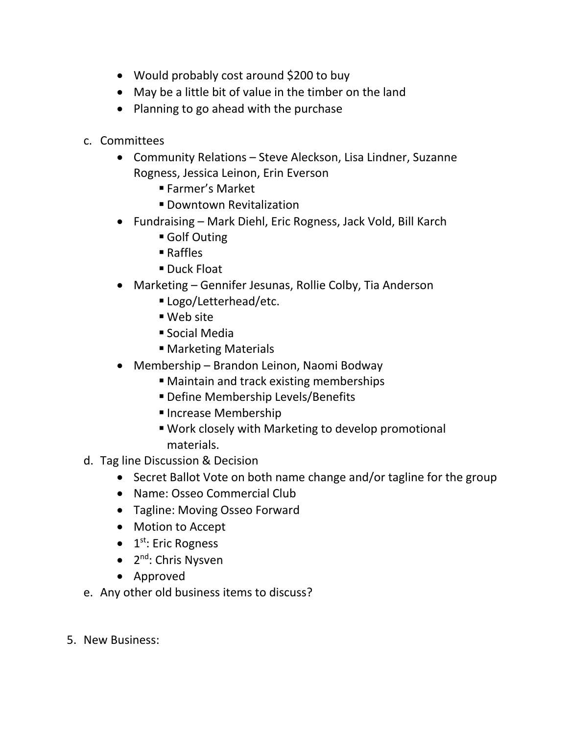- Would probably cost around $200 to buy
  - May be a little bit of value in the timber on the land
  - Planning to go ahead with the purchase

c. Committees
  - Community Relations – Steve Aleckson, Lisa Lindner, Suzanne Rogness, Jessica Leinon, Erin Everson
    - Farmer's Market
    - Downtown Revitalization
  - Fundraising – Mark Diehl, Eric Rogness, Jack Vold, Bill Karch
    - Golf Outing
    - Raffles
    - Duck Float
  - Marketing – Gennifer Jesunas, Rollie Colby, Tia Anderson
    - Logo/Letterhead/etc.
    - Web site
    - Social Media
    - Marketing Materials
  - Membership – Brandon Leinon, Naomi Bodway
    - Maintain and track existing memberships
    - Define Membership Levels/Benefits
    - Increase Membership
    - Work closely with Marketing to develop promotional materials.

d. Tag line Discussion & Decision
  - Secret Ballot Vote on both name change and/or tagline for the group
  - Name: Osseo Commercial Club
  - Tagline: Moving Osseo Forward
  - Motion to Accept
  - 1st: Eric Rogness
  - 2nd: Chris Nysven
  - Approved

e. Any other old business items to discuss?

5. New Business: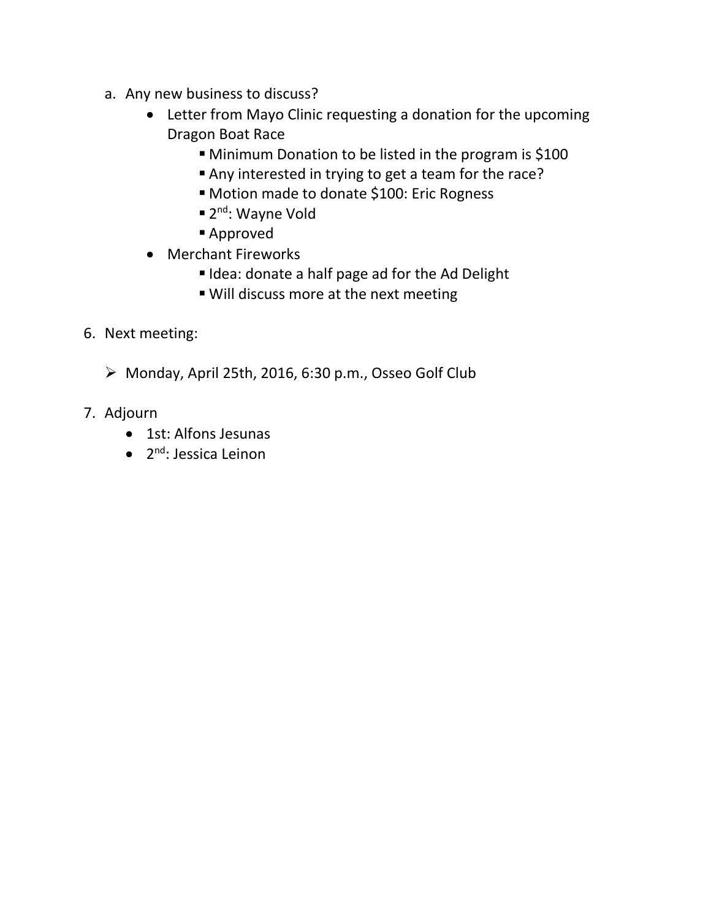a. Any new business to discuss?
   - Letter from Mayo Clinic requesting a donation for the upcoming Dragon Boat Race
     - Minimum Donation to be listed in the program is $100
     - Any interested in trying to get a team for the race?
     - Motion made to donate $100: Eric Rogness
     - 2nd: Wayne Vold
     - Approved
   - Merchant Fireworks
     - Idea: donate a half page ad for the Ad Delight
     - Will discuss more at the next meeting

6. Next meeting:

   - Monday, April 25th, 2016, 6:30 p.m., Osseo Golf Club

7. Adjourn
   - 1st: Alfons Jesunas
   - 2nd: Jessica Leinon